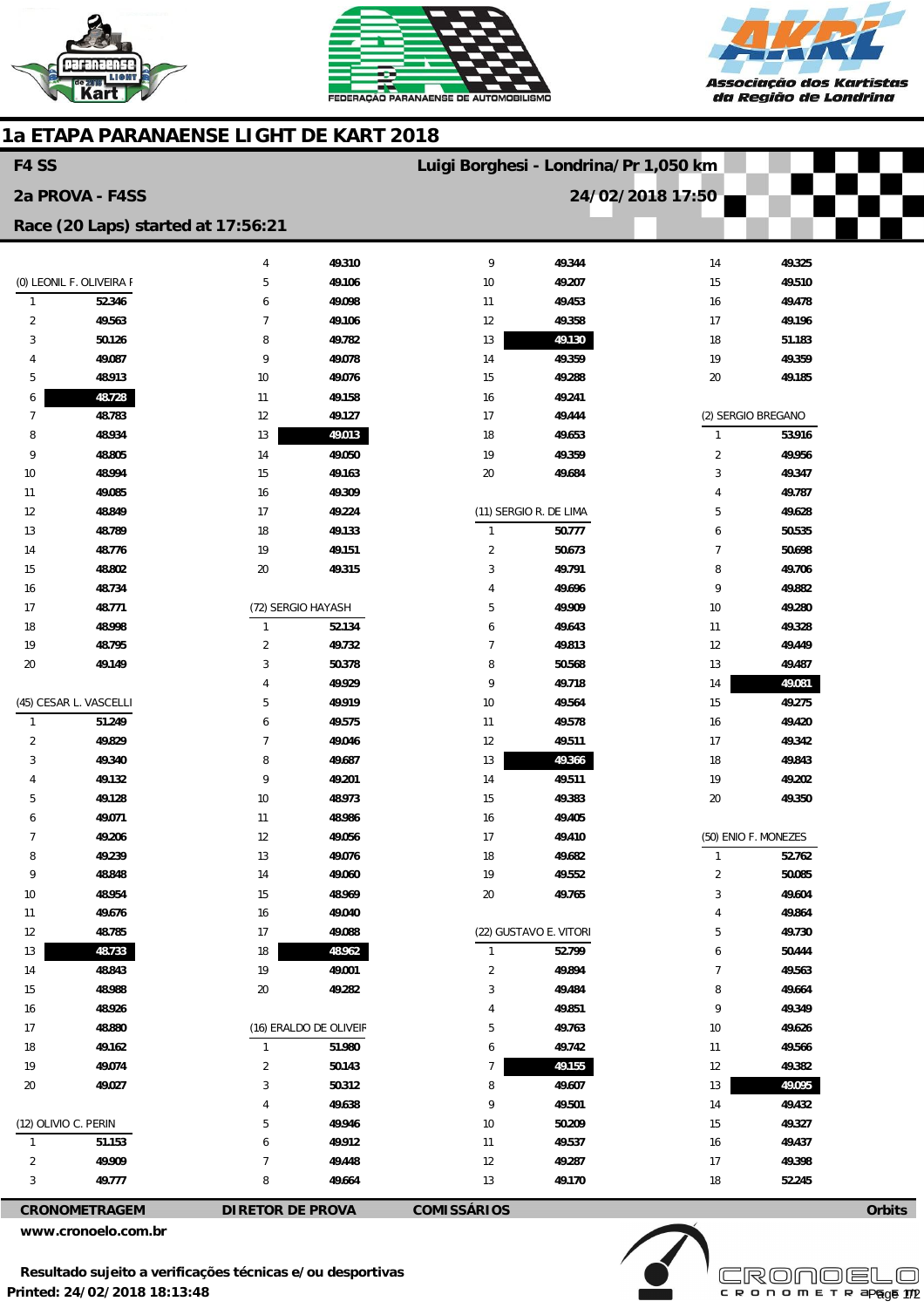# 1a ETAPA PARANAENSE LIGHT DE KART 2018

**F4 SS** — **Luigi Borghesi - Londrina/Pr 1,050 km**

**2a PROVA - F4SS** — **24/02/2018 17:50**

**Race (20 Laps) started at 17:56:21**

### (0) LEONIL F. OLIVEIRA F

| Lap | Time |
|---|---|
| 1 | 52.346 |
| 2 | 49.563 |
| 3 | 50.126 |
| 4 | 49.087 |
| 5 | 48.913 |
| 6 | **48.728** |
| 7 | 48.783 |
| 8 | 48.934 |
| 9 | 48.805 |
| 10 | 48.994 |
| 11 | 49.085 |
| 12 | 48.849 |
| 13 | 48.789 |
| 14 | 48.776 |
| 15 | 48.802 |
| 16 | 48.734 |
| 17 | 48.771 |
| 18 | 48.998 |
| 19 | 48.795 |
| 20 | 49.149 |

### (45) CESAR L. VASCELLI

| Lap | Time |
|---|---|
| 1 | 51.249 |
| 2 | 49.829 |
| 3 | 49.340 |
| 4 | 49.132 |
| 5 | 49.128 |
| 6 | 49.071 |
| 7 | 49.206 |
| 8 | 49.239 |
| 9 | 48.848 |
| 10 | 48.954 |
| 11 | 49.676 |
| 12 | 48.785 |
| 13 | **48.733** |
| 14 | 48.843 |
| 15 | 48.988 |
| 16 | 48.926 |
| 17 | 48.880 |
| 18 | 49.162 |
| 19 | 49.074 |
| 20 | 49.027 |

### (12) OLIVIO C. PERIN

| Lap | Time |
|---|---|
| 1 | 51.153 |
| 2 | 49.909 |
| 3 | 49.777 |
| 4 | 49.310 |
| 5 | 49.106 |
| 6 | 49.098 |
| 7 | 49.106 |
| 8 | 49.782 |
| 9 | 49.078 |
| 10 | 49.076 |
| 11 | 49.158 |
| 12 | 49.127 |
| 13 | **49.013** |
| 14 | 49.050 |
| 15 | 49.163 |
| 16 | 49.309 |
| 17 | 49.224 |
| 18 | 49.133 |
| 19 | 49.151 |
| 20 | 49.315 |

### (72) SERGIO HAYASH

| Lap | Time |
|---|---|
| 1 | 52.134 |
| 2 | 49.732 |
| 3 | 50.378 |
| 4 | 49.929 |
| 5 | 49.919 |
| 6 | 49.575 |
| 7 | 49.046 |
| 8 | 49.687 |
| 9 | 49.201 |
| 10 | 48.973 |
| 11 | 48.986 |
| 12 | 49.056 |
| 13 | 49.076 |
| 14 | 49.060 |
| 15 | 48.969 |
| 16 | 49.040 |
| 17 | 49.088 |
| 18 | **48.962** |
| 19 | 49.001 |
| 20 | 49.282 |

### (16) ERALDO DE OLIVEIR

| Lap | Time |
|---|---|
| 1 | 51.980 |
| 2 | 50.143 |
| 3 | 50.312 |
| 4 | 49.638 |
| 5 | 49.946 |
| 6 | 49.912 |
| 7 | 49.448 |
| 8 | 49.664 |
| 9 | 49.344 |
| 10 | 49.207 |
| 11 | 49.453 |
| 12 | 49.358 |
| 13 | **49.130** |
| 14 | 49.359 |
| 15 | 49.288 |
| 16 | 49.241 |
| 17 | 49.444 |
| 18 | 49.653 |
| 19 | 49.359 |
| 20 | 49.684 |

### (11) SERGIO R. DE LIMA

| Lap | Time |
|---|---|
| 1 | 50.777 |
| 2 | 50.673 |
| 3 | 49.791 |
| 4 | 49.696 |
| 5 | 49.909 |
| 6 | 49.643 |
| 7 | 49.813 |
| 8 | 50.568 |
| 9 | 49.718 |
| 10 | 49.564 |
| 11 | 49.578 |
| 12 | 49.511 |
| 13 | **49.366** |
| 14 | 49.511 |
| 15 | 49.383 |
| 16 | 49.405 |
| 17 | 49.410 |
| 18 | 49.682 |
| 19 | 49.552 |
| 20 | 49.765 |

### (22) GUSTAVO E. VITORI

| Lap | Time |
|---|---|
| 1 | 52.799 |
| 2 | 49.894 |
| 3 | 49.484 |
| 4 | 49.851 |
| 5 | 49.763 |
| 6 | 49.742 |
| 7 | **49.155** |
| 8 | 49.607 |
| 9 | 49.501 |
| 10 | 50.209 |
| 11 | 49.537 |
| 12 | 49.287 |
| 13 | 49.170 |
| 14 | 49.325 |
| 15 | 49.510 |
| 16 | 49.478 |
| 17 | 49.196 |
| 18 | 51.183 |
| 19 | 49.359 |
| 20 | 49.185 |

### (2) SERGIO BREGANO

| Lap | Time |
|---|---|
| 1 | 53.916 |
| 2 | 49.956 |
| 3 | 49.347 |
| 4 | 49.787 |
| 5 | 49.628 |
| 6 | 50.535 |
| 7 | 50.698 |
| 8 | 49.706 |
| 9 | 49.882 |
| 10 | 49.280 |
| 11 | 49.328 |
| 12 | 49.449 |
| 13 | 49.487 |
| 14 | **49.081** |
| 15 | 49.275 |
| 16 | 49.420 |
| 17 | 49.342 |
| 18 | 49.843 |
| 19 | 49.202 |
| 20 | 49.350 |

### (50) ENIO F. MONEZES

| Lap | Time |
|---|---|
| 1 | 52.762 |
| 2 | 50.085 |
| 3 | 49.604 |
| 4 | 49.864 |
| 5 | 49.730 |
| 6 | 50.444 |
| 7 | 49.563 |
| 8 | 49.664 |
| 9 | 49.349 |
| 10 | 49.626 |
| 11 | 49.566 |
| 12 | 49.382 |
| 13 | **49.095** |
| 14 | 49.432 |
| 15 | 49.327 |
| 16 | 49.437 |
| 17 | 49.398 |
| 18 | 52.245 |

**CRONOMETRAGEM** | **DIRETOR DE PROVA** | **COMISSÁRIOS** | **Orbits**

www.cronoelo.com.br

**Resultado sujeito a verificações técnicas e/ou desportivas**

**Printed: 24/02/2018 18:13:48**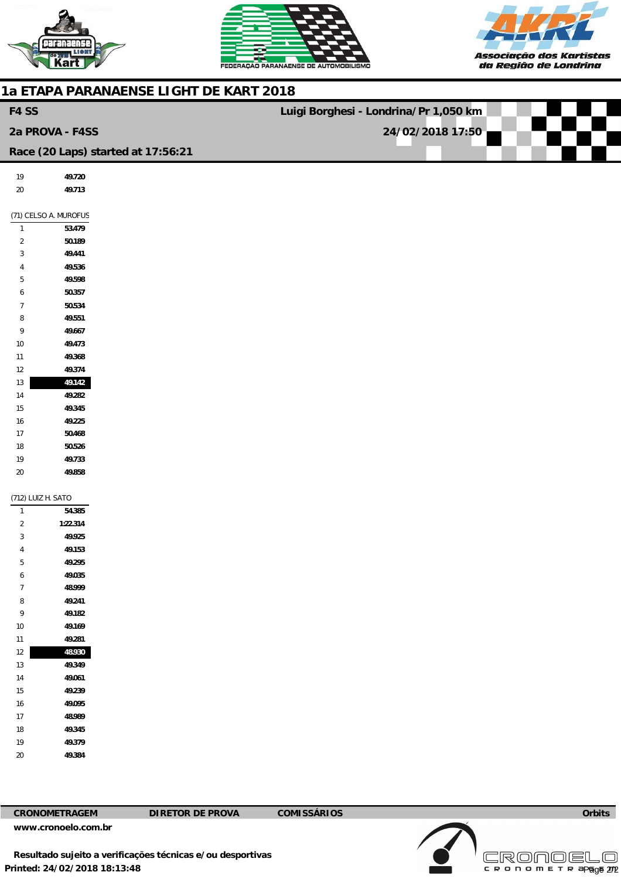# 1a ETAPA PARANAENSE LIGHT DE KART 2018

**F4 SS** — **Luigi Borghesi - Londrina/Pr 1,050 km**

**2a PROVA - F4SS** — **24/02/2018 17:50**

**Race (20 Laps) started at 17:56:21**

| | |
|---|---|
| 19 | 49.720 |
| 20 | 49.713 |

(71) CELSO A. MUROFUS

| | |
|---|---|
| 1 | 53.479 |
| 2 | 50.189 |
| 3 | 49.441 |
| 4 | 49.536 |
| 5 | 49.598 |
| 6 | 50.357 |
| 7 | 50.534 |
| 8 | 49.551 |
| 9 | 49.667 |
| 10 | 49.473 |
| 11 | 49.368 |
| 12 | 49.374 |
| 13 | 49.142 |
| 14 | 49.282 |
| 15 | 49.345 |
| 16 | 49.225 |
| 17 | 50.468 |
| 18 | 50.526 |
| 19 | 49.733 |
| 20 | 49.858 |

(712) LUIZ H. SATO

| | |
|---|---|
| 1 | 54.385 |
| 2 | 1:22.314 |
| 3 | 49.925 |
| 4 | 49.153 |
| 5 | 49.295 |
| 6 | 49.035 |
| 7 | 48.999 |
| 8 | 49.241 |
| 9 | 49.182 |
| 10 | 49.169 |
| 11 | 49.281 |
| 12 | 48.930 |
| 13 | 49.349 |
| 14 | 49.061 |
| 15 | 49.239 |
| 16 | 49.095 |
| 17 | 48.989 |
| 18 | 49.345 |
| 19 | 49.379 |
| 20 | 49.384 |

**CRONOMETRAGEM** **DIRETOR DE PROVA** **COMISSÁRIOS** **Orbits**

www.cronoelo.com.br

**Resultado sujeito a verificações técnicas e/ou desportivas**

**Printed: 24/02/2018 18:13:48**